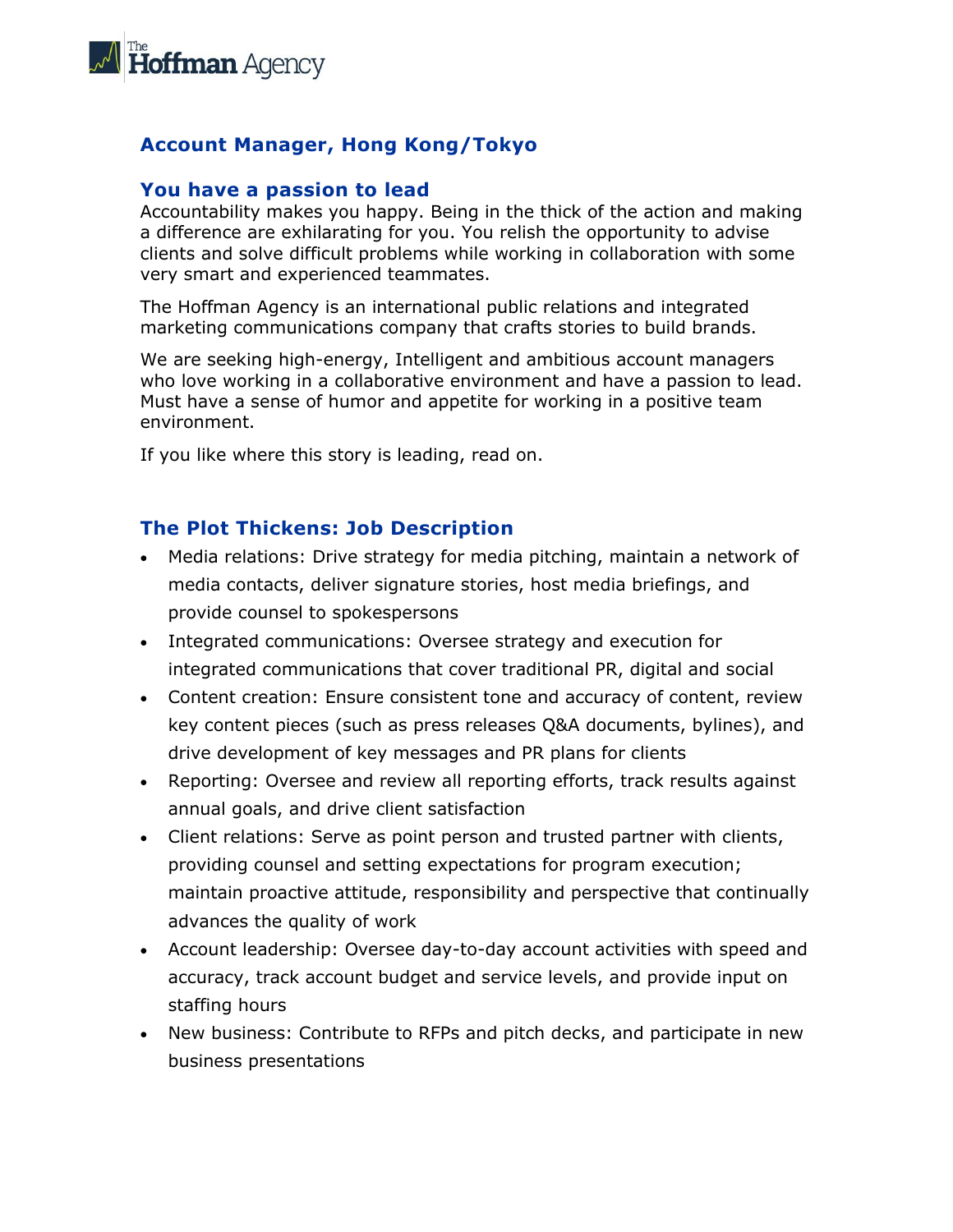## Account Manager, Hong Kong/Tokyo

### You have a passion to lead

Accountability makes you happy. Being in the thick of the action and making a difference are exhilarating for you. You relish the opportunity to advise clients and solve difficult problems while working in collaboration with some very smart and experienced teammates.

The Hoffman Agency is an international public relations and integrated marketing communications company that crafts stories to build brands.

We are seeking high-energy, Intelligent and ambitious account managers who love working in a collaborative environment and have a passion to lead. Must have a sense of humor and appetite for working in a positive team environment.

If you like where this story is leading, read on.

### The Plot Thickens: Job Description

- Media relations: Drive strategy for media pitching, maintain a network of media contacts, deliver signature stories, host media briefings, and provide counsel to spokespersons
- Integrated communications: Oversee strategy and execution for integrated communications that cover traditional PR, digital and social
- Content creation: Ensure consistent tone and accuracy of content, review key content pieces (such as press releases Q&A documents, bylines), and drive development of key messages and PR plans for clients
- Reporting: Oversee and review all reporting efforts, track results against annual goals, and drive client satisfaction
- Client relations: Serve as point person and trusted partner with clients, providing counsel and setting expectations for program execution; maintain proactive attitude, responsibility and perspective that continually advances the quality of work
- Account leadership: Oversee day-to-day account activities with speed and accuracy, track account budget and service levels, and provide input on staffing hours
- New business: Contribute to RFPs and pitch decks, and participate in new business presentations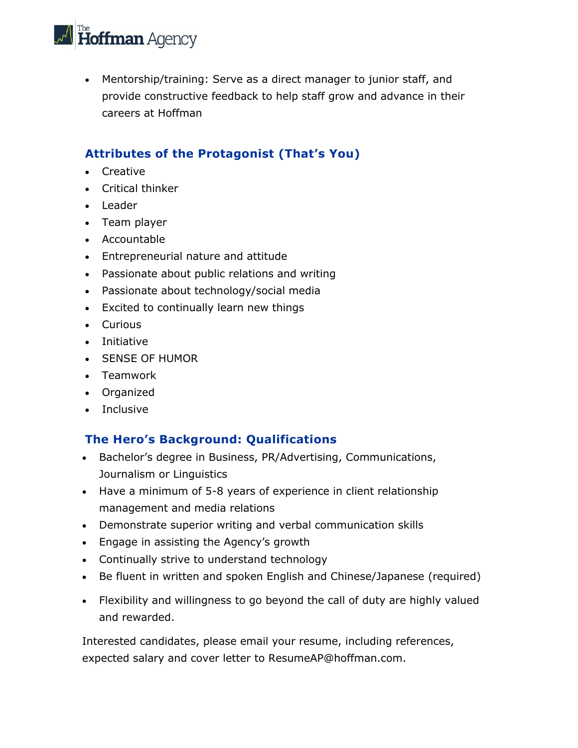- Mentorship/training: Serve as a direct manager to junior staff, and provide constructive feedback to help staff grow and advance in their careers at Hoffman

## Attributes of the Protagonist (That's You)

- Creative
- Critical thinker
- Leader
- Team player
- Accountable
- Entrepreneurial nature and attitude
- Passionate about public relations and writing
- Passionate about technology/social media
- Excited to continually learn new things
- Curious
- Initiative
- SENSE OF HUMOR
- Teamwork
- Organized
- Inclusive

## The Hero's Background: Qualifications

- Bachelor's degree in Business, PR/Advertising, Communications, Journalism or Linguistics
- Have a minimum of 5-8 years of experience in client relationship management and media relations
- Demonstrate superior writing and verbal communication skills
- Engage in assisting the Agency's growth
- Continually strive to understand technology
- Be fluent in written and spoken English and Chinese/Japanese (required)
- Flexibility and willingness to go beyond the call of duty are highly valued and rewarded.

Interested candidates, please email your resume, including references, expected salary and cover letter to ResumeAP@hoffman.com.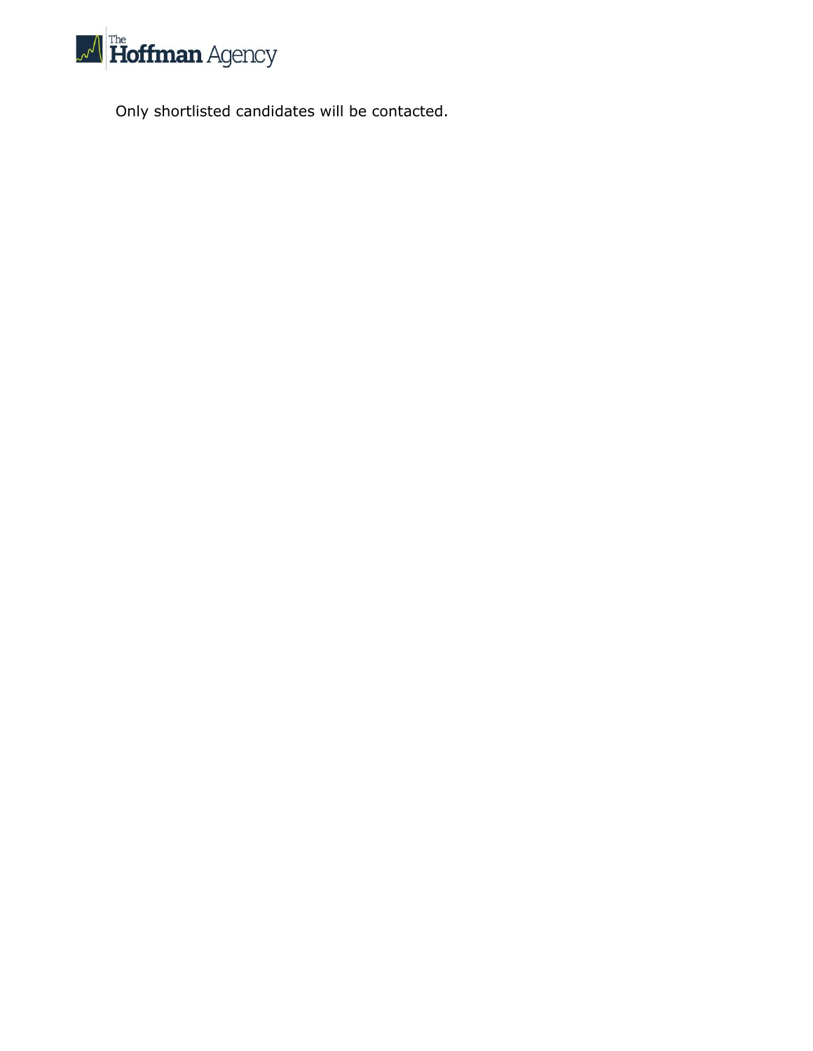Only shortlisted candidates will be contacted.